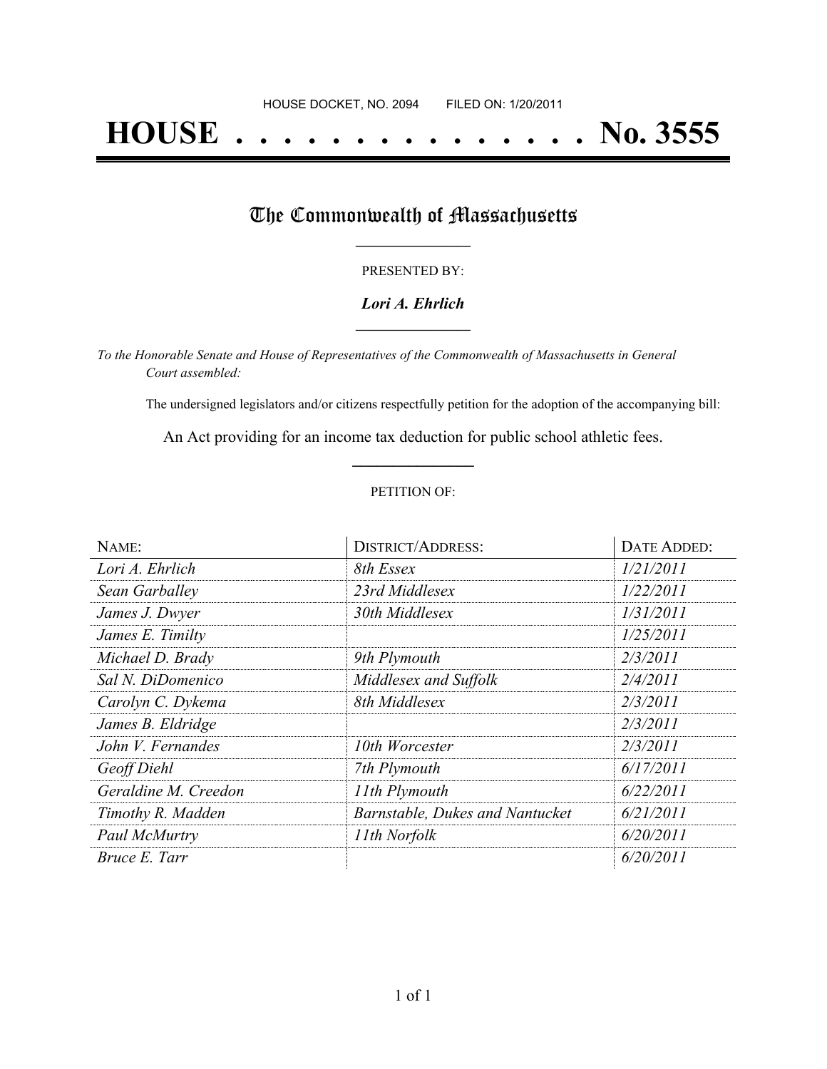HOUSE DOCKET, NO. 2094        FILED ON: 1/20/2011

# HOUSE . . . . . . . . . . . . . . . No. 3555

## The Commonwealth of Massachusetts

PRESENTED BY:

***Lori A. Ehrlich***

*To the Honorable Senate and House of Representatives of the Commonwealth of Massachusetts in General Court assembled:*

The undersigned legislators and/or citizens respectfully petition for the adoption of the accompanying bill:

An Act providing for an income tax deduction for public school athletic fees.

PETITION OF:

| NAME: | DISTRICT/ADDRESS: | DATE ADDED: |
| --- | --- | --- |
| *Lori A. Ehrlich* | *8th Essex* | *1/21/2011* |
| *Sean Garballey* | *23rd Middlesex* | *1/22/2011* |
| *James J. Dwyer* | *30th Middlesex* | *1/31/2011* |
| *James E. Timilty* | | *1/25/2011* |
| *Michael D. Brady* | *9th Plymouth* | *2/3/2011* |
| *Sal N. DiDomenico* | *Middlesex and Suffolk* | *2/4/2011* |
| *Carolyn C. Dykema* | *8th Middlesex* | *2/3/2011* |
| *James B. Eldridge* | | *2/3/2011* |
| *John V. Fernandes* | *10th Worcester* | *2/3/2011* |
| *Geoff Diehl* | *7th Plymouth* | *6/17/2011* |
| *Geraldine M. Creedon* | *11th Plymouth* | *6/22/2011* |
| *Timothy R. Madden* | *Barnstable, Dukes and Nantucket* | *6/21/2011* |
| *Paul McMurtry* | *11th Norfolk* | *6/20/2011* |
| *Bruce E. Tarr* | | *6/20/2011* |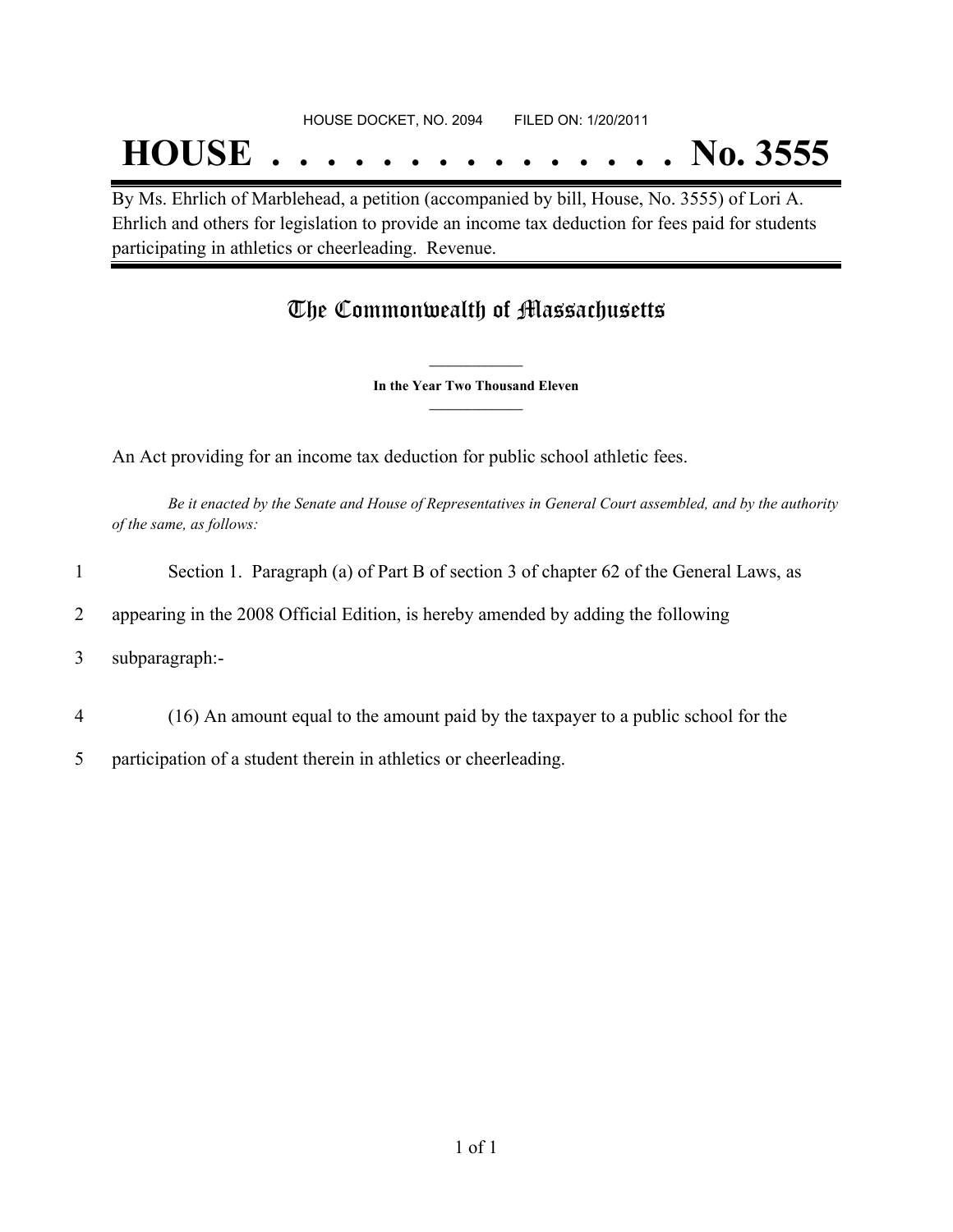HOUSE DOCKET, NO. 2094 FILED ON: 1/20/2011

# HOUSE . . . . . . . . . . . . . . . No. 3555

By Ms. Ehrlich of Marblehead, a petition (accompanied by bill, House, No. 3555) of Lori A. Ehrlich and others for legislation to provide an income tax deduction for fees paid for students participating in athletics or cheerleading. Revenue.

## The Commonwealth of Massachusetts

**In the Year Two Thousand Eleven**

An Act providing for an income tax deduction for public school athletic fees.

*Be it enacted by the Senate and House of Representatives in General Court assembled, and by the authority of the same, as follows:*

1 Section 1. Paragraph (a) of Part B of section 3 of chapter 62 of the General Laws, as
2 appearing in the 2008 Official Edition, is hereby amended by adding the following
3 subparagraph:-

4 (16) An amount equal to the amount paid by the taxpayer to a public school for the
5 participation of a student therein in athletics or cheerleading.